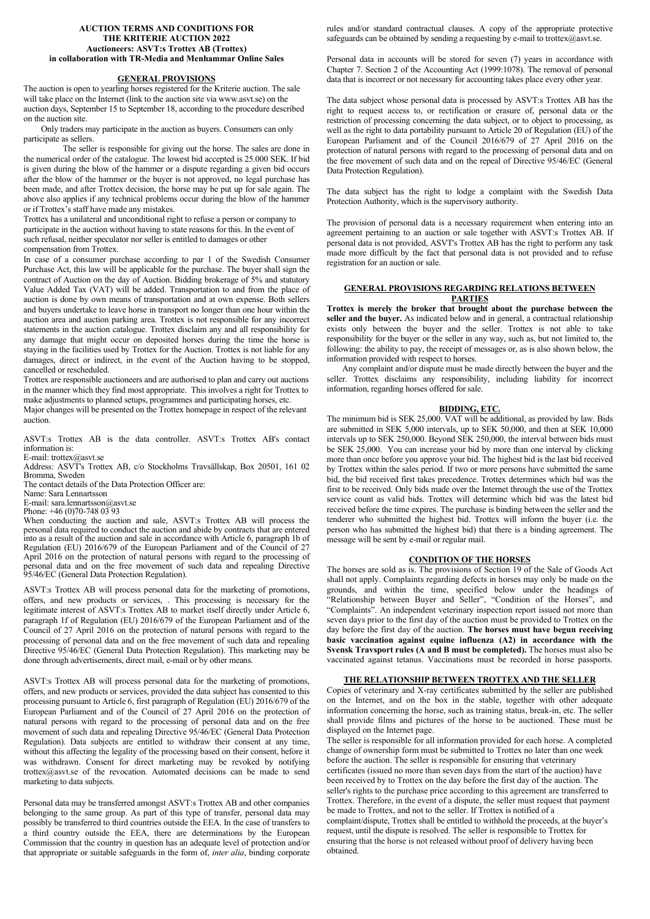**AUCTION TERMS AND CONDITIONS FOR THE KRITERIE AUCTION 2022**
**Auctioneers: ASVT:s Trottex AB (Trottex)**
**in collaboration with TR-Media and Menhammar Online Sales**

## GENERAL PROVISIONS

The auction is open to yearling horses registered for the Kriterie auction. The sale will take place on the Internet (link to the auction site via www.asvt.se) on the auction days, September 15 to September 18, according to the procedure described on the auction site.

Only traders may participate in the auction as buyers. Consumers can only participate as sellers.

The seller is responsible for giving out the horse. The sales are done in the numerical order of the catalogue. The lowest bid accepted is 25.000 SEK. If bid is given during the blow of the hammer or a dispute regarding a given bid occurs after the blow of the hammer or the buyer is not approved, no legal purchase has been made, and after Trottex decision, the horse may be put up for sale again. The above also applies if any technical problems occur during the blow of the hammer or if Trottex's staff have made any mistakes.

Trottex has a unilateral and unconditional right to refuse a person or company to participate in the auction without having to state reasons for this. In the event of such refusal, neither speculator nor seller is entitled to damages or other compensation from Trottex.

In case of a consumer purchase according to par 1 of the Swedish Consumer Purchase Act, this law will be applicable for the purchase. The buyer shall sign the contract of Auction on the day of Auction. Bidding brokerage of 5% and statutory Value Added Tax (VAT) will be added. Transportation to and from the place of auction is done by own means of transportation and at own expense. Both sellers and buyers undertake to leave horse in transport no longer than one hour within the auction area and auction parking area. Trottex is not responsible for any incorrect statements in the auction catalogue. Trottex disclaim any and all responsibility for any damage that might occur on deposited horses during the time the horse is staying in the facilities used by Trottex for the Auction. Trottex is not liable for any damages, direct or indirect, in the event of the Auction having to be stopped, cancelled or rescheduled.

Trottex are responsible auctioneers and are authorised to plan and carry out auctions in the manner which they find most appropriate. This involves a right for Trottex to make adjustments to planned setups, programmes and participating horses, etc.

Major changes will be presented on the Trottex homepage in respect of the relevant auction.

ASVT:s Trottex AB is the data controller. ASVT:s Trottex AB's contact information is:
E-mail: trottex@asvt.se
Address: ASVT's Trottex AB, c/o Stockholms Travsällskap, Box 20501, 161 02 Bromma, Sweden
The contact details of the Data Protection Officer are:
Name: Sara Lennartsson
E-mail: sara.lennartsson@asvt.se
Phone: +46 (0)70-748 03 93

When conducting the auction and sale, ASVT:s Trottex AB will process the personal data required to conduct the auction and abide by contracts that are entered into as a result of the auction and sale in accordance with Article 6, paragraph 1b of Regulation (EU) 2016/679 of the European Parliament and of the Council of 27 April 2016 on the protection of natural persons with regard to the processing of personal data and on the free movement of such data and repealing Directive 95/46/EC (General Data Protection Regulation).

ASVT:s Trottex AB will process personal data for the marketing of promotions, offers, and new products or services, . This processing is necessary for the legitimate interest of ASVT:s Trottex AB to market itself directly under Article 6, paragraph 1f of Regulation (EU) 2016/679 of the European Parliament and of the Council of 27 April 2016 on the protection of natural persons with regard to the processing of personal data and on the free movement of such data and repealing Directive 95/46/EC (General Data Protection Regulation). This marketing may be done through advertisements, direct mail, e-mail or by other means.

ASVT:s Trottex AB will process personal data for the marketing of promotions, offers, and new products or services, provided the data subject has consented to this processing pursuant to Article 6, first paragraph of Regulation (EU) 2016/679 of the European Parliament and of the Council of 27 April 2016 on the protection of natural persons with regard to the processing of personal data and on the free movement of such data and repealing Directive 95/46/EC (General Data Protection Regulation). Data subjects are entitled to withdraw their consent at any time, without this affecting the legality of the processing based on their consent, before it was withdrawn. Consent for direct marketing may be revoked by notifying trottex@asvt.se of the revocation. Automated decisions can be made to send marketing to data subjects.

Personal data may be transferred amongst ASVT:s Trottex AB and other companies belonging to the same group. As part of this type of transfer, personal data may possibly be transferred to third countries outside the EEA. In the case of transfers to a third country outside the EEA, there are determinations by the European Commission that the country in question has an adequate level of protection and/or that appropriate or suitable safeguards in the form of, *inter alia*, binding corporate rules and/or standard contractual clauses. A copy of the appropriate protective safeguards can be obtained by sending a requesting by e-mail to trottex@asvt.se.

Personal data in accounts will be stored for seven (7) years in accordance with Chapter 7. Section 2 of the Accounting Act (1999:1078). The removal of personal data that is incorrect or not necessary for accounting takes place every other year.

The data subject whose personal data is processed by ASVT:s Trottex AB has the right to request access to, or rectification or erasure of, personal data or the restriction of processing concerning the data subject, or to object to processing, as well as the right to data portability pursuant to Article 20 of Regulation (EU) of the European Parliament and of the Council 2016/679 of 27 April 2016 on the protection of natural persons with regard to the processing of personal data and on the free movement of such data and on the repeal of Directive 95/46/EC (General Data Protection Regulation).

The data subject has the right to lodge a complaint with the Swedish Data Protection Authority, which is the supervisory authority.

The provision of personal data is a necessary requirement when entering into an agreement pertaining to an auction or sale together with ASVT:s Trottex AB. If personal data is not provided, ASVT's Trottex AB has the right to perform any task made more difficult by the fact that personal data is not provided and to refuse registration for an auction or sale.

## GENERAL PROVISIONS REGARDING RELATIONS BETWEEN PARTIES

**Trottex is merely the broker that brought about the purchase between the seller and the buyer.** As indicated below and in general, a contractual relationship exists only between the buyer and the seller. Trottex is not able to take responsibility for the buyer or the seller in any way, such as, but not limited to, the following: the ability to pay, the receipt of messages or, as is also shown below, the information provided with respect to horses.

Any complaint and/or dispute must be made directly between the buyer and the seller. Trottex disclaims any responsibility, including liability for incorrect information, regarding horses offered for sale.

## BIDDING, ETC.

The minimum bid is SEK 25,000. VAT will be additional, as provided by law. Bids are submitted in SEK 5,000 intervals, up to SEK 50,000, and then at SEK 10,000 intervals up to SEK 250,000. Beyond SEK 250,000, the interval between bids must be SEK 25,000. You can increase your bid by more than one interval by clicking more than once before you approve your bid. The highest bid is the last bid received by Trottex within the sales period. If two or more persons have submitted the same bid, the bid received first takes precedence. Trottex determines which bid was the first to be received. Only bids made over the Internet through the use of the Trottex service count as valid bids. Trottex will determine which bid was the latest bid received before the time expires. The purchase is binding between the seller and the tenderer who submitted the highest bid. Trottex will inform the buyer (i.e. the person who has submitted the highest bid) that there is a binding agreement. The message will be sent by e-mail or regular mail.

## CONDITION OF THE HORSES

The horses are sold as is. The provisions of Section 19 of the Sale of Goods Act shall not apply. Complaints regarding defects in horses may only be made on the grounds, and within the time, specified below under the headings of "Relationship between Buyer and Seller", "Condition of the Horses", and "Complaints". An independent veterinary inspection report issued not more than seven days prior to the first day of the auction must be provided to Trottex on the day before the first day of the auction. **The horses must have begun receiving basic vaccination against equine influenza (A2) in accordance with the Svensk Travsport rules (A and B must be completed).** The horses must also be vaccinated against tetanus. Vaccinations must be recorded in horse passports.

## THE RELATIONSHIP BETWEEN TROTTEX AND THE SELLER

Copies of veterinary and X-ray certificates submitted by the seller are published on the Internet, and on the box in the stable, together with other adequate information concerning the horse, such as training status, break-in, etc. The seller shall provide films and pictures of the horse to be auctioned. These must be displayed on the Internet page.

The seller is responsible for all information provided for each horse. A completed change of ownership form must be submitted to Trottex no later than one week before the auction. The seller is responsible for ensuring that veterinary certificates (issued no more than seven days from the start of the auction) have been received by to Trottex on the day before the first day of the auction. The seller's rights to the purchase price according to this agreement are transferred to Trottex. Therefore, in the event of a dispute, the seller must request that payment be made to Trottex, and not to the seller. If Trottex is notified of a complaint/dispute, Trottex shall be entitled to withhold the proceeds, at the buyer's request, until the dispute is resolved. The seller is responsible to Trottex for ensuring that the horse is not released without proof of delivery having been obtained.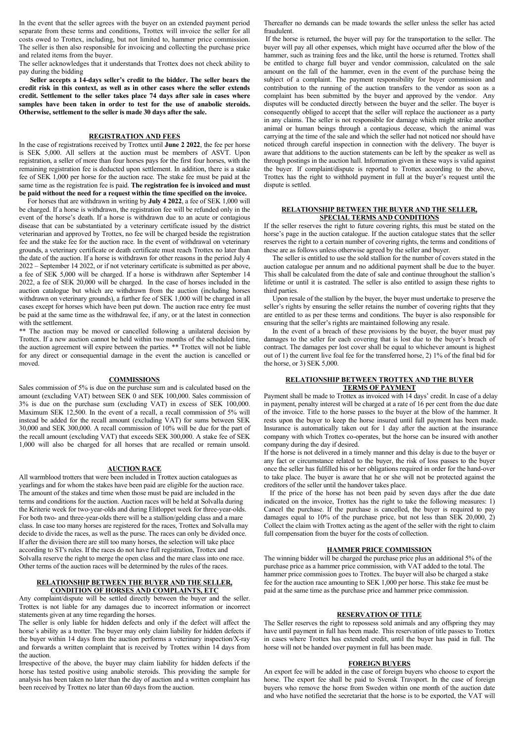In the event that the seller agrees with the buyer on an extended payment period separate from these terms and conditions, Trottex will invoice the seller for all costs owed to Trottex, including, but not limited to, hammer price commission. The seller is then also responsible for invoicing and collecting the purchase price and related items from the buyer.

The seller acknowledges that it understands that Trottex does not check ability to pay during the bidding

**Seller accepts a 14-days seller's credit to the bidder. The seller bears the credit risk in this context, as well as in other cases where the seller extends credit. Settlement to the seller takes place 74 days after sale in cases where samples have been taken in order to test for the use of anabolic steroids. Otherwise, settlement to the seller is made 30 days after the sale.**

## REGISTRATION AND FEES

In the case of registrations received by Trottex until **June 2 2022**, the fee per horse is SEK 5,000. All sellers at the auction must be members of ASVT. Upon registration, a seller of more than four horses pays for the first four horses, with the remaining registration fee is deducted upon settlement. In addition, there is a stake fee of SEK 1,000 per horse for the auction race. The stake fee must be paid at the same time as the registration fee is paid. **The registration fee is invoiced and must be paid without the need for a request within the time specified on the invoice.**

For horses that are withdrawn in writing by **July 4 2022**, a fee of SEK 1,000 will be charged. If a horse is withdrawn, the registration fee will be refunded only in the event of the horse's death. If a horse is withdrawn due to an acute or contagious disease that can be substantiated by a veterinary certificate issued by the district veterinarian and approved by Trottex, no fee will be charged beside the registration fee and the stake fee for the auction race. In the event of withdrawal on veterinary grounds, a veterinary certificate or death certificate must reach Trottex no later than the date of the auction. If a horse is withdrawn for other reasons in the period July 4 2022 – September 14 2022, or if not veterinary certificate is submitted as per above, a fee of SEK 5,000 will be charged. If a horse is withdrawn after September 14 2022, a fee of SEK 20,000 will be charged. In the case of horses included in the auction catalogue but which are withdrawn from the auction (including horses withdrawn on veterinary grounds), a further fee of SEK 1,000 will be charged in all cases except for horses which have been put down. The auction race entry fee must be paid at the same time as the withdrawal fee, if any, or at the latest in connection with the settlement.

** The auction may be moved or cancelled following a unilateral decision by Trottex. If a new auction cannot be held within two months of the scheduled time, the auction agreement will expire between the parties. ** Trottex will not be liable for any direct or consequential damage in the event the auction is cancelled or moved.

## COMMISSIONS

Sales commission of 5% is due on the purchase sum and is calculated based on the amount (excluding VAT) between SEK 0 and SEK 100,000. Sales commission of 3% is due on the purchase sum (excluding VAT) in excess of SEK 100,000. Maximum SEK 12,500. In the event of a recall, a recall commission of 5% will instead be added for the recall amount (excluding VAT) for sums between SEK 30,000 and SEK 300,000. A recall commission of 10% will be due for the part of the recall amount (excluding VAT) that exceeds SEK 300,000. A stake fee of SEK 1,000 will also be charged for all horses that are recalled or remain unsold.

## AUCTION RACE

All warmblood trotters that were been included in Trottex auction catalogues as yearlings and for whom the stakes have been paid are eligible for the auction race. The amount of the stakes and time when those must be paid are included in the terms and conditions for the auction. Auction races will be held at Solvalla during the Kriterie week for two-year-olds and during Elitloppet week for three-year-olds. For both two- and three-year-olds there will be a stallion/gelding class and a mare class. In case too many horses are registered for the races, Trottex and Solvalla may decide to divide the races, as well as the purse. The races can only be divided once. If after the division there are still too many horses, the selection will take place according to ST's rules. If the races do not have full registration, Trottex and Solvalla reserve the right to merge the open class and the mare class into one race. Other terms of the auction races will be determined by the rules of the races.

## RELATIONSHIP BETWEEN THE BUYER AND THE SELLER, CONDITION OF HORSES AND COMPLAINTS, ETC

Any complaint/dispute will be settled directly between the buyer and the seller. Trottex is not liable for any damages due to incorrect information or incorrect statements given at any time regarding the horses.

The seller is only liable for hidden defects and only if the defect will affect the horse´s ability as a trotter. The buyer may only claim liability for hidden defects if the buyer within 14 days from the auction performs a veterinary inspection/X-ray and forwards a written complaint that is received by Trottex within 14 days from the auction.

Irrespective of the above, the buyer may claim liability for hidden defects if the horse has tested positive using anabolic steroids. This providing the sample for analysis has been taken no later than the day of auction and a written complaint has been received by Trottex no later than 60 days from the auction.

Thereafter no demands can be made towards the seller unless the seller has acted fraudulent.

If the horse is returned, the buyer will pay for the transportation to the seller. The buyer will pay all other expenses, which might have occurred after the blow of the hammer, such as training fees and the like, until the horse is returned. Trottex shall be entitled to charge full buyer and vendor commission, calculated on the sale amount on the fall of the hammer, even in the event of the purchase being the subject of a complaint. The payment responsibility for buyer commission and contribution to the running of the auction transfers to the vendor as soon as a complaint has been submitted by the buyer and approved by the vendor. Any disputes will be conducted directly between the buyer and the seller. The buyer is consequently obliged to accept that the seller will replace the auctioneer as a party in any claims. The seller is not responsible for damage which might strike another animal or human beings through a contagious decease, which the animal was carrying at the time of the sale and which the seller had not noticed nor should have noticed through careful inspection in connection with the delivery. The buyer is aware that additions to the auction statements can be left by the speaker as well as through postings in the auction hall. Information given in these ways is valid against the buyer. If complaint/dispute is reported to Trottex according to the above, Trottex has the right to withhold payment in full at the buyer's request until the dispute is settled.

## RELATIONSHIP BETWEEN THE BUYER AND THE SELLER, SPECIAL TERMS AND CONDITIONS

If the seller reserves the right to future covering rights, this must be stated on the horse's page in the auction catalogue. If the auction catalogue states that the seller reserves the right to a certain number of covering rights, the terms and conditions of these are as follows unless otherwise agreed by the seller and buyer.

The seller is entitled to use the sold stallion for the number of covers stated in the auction catalogue per annum and no additional payment shall be due to the buyer. This shall be calculated from the date of sale and continue throughout the stallion's lifetime or until it is castrated. The seller is also entitled to assign these rights to third parties.

Upon resale of the stallion by the buyer, the buyer must undertake to preserve the seller's rights by ensuring the seller retains the number of covering rights that they are entitled to as per these terms and conditions. The buyer is also responsible for ensuring that the seller's rights are maintained following any resale.

In the event of a breach of these provisions by the buyer, the buyer must pay damages to the seller for each covering that is lost due to the buyer's breach of contract. The damages per lost cover shall be equal to whichever amount is highest out of 1) the current live foal fee for the transferred horse, 2) 1% of the final bid for the horse, or 3) SEK 5,000.

## RELATIONSHIP BETWEEN TROTTEX AND THE BUYER TERMS OF PAYMENT

Payment shall be made to Trottex as invoiced with 14 days' credit. In case of a delay in payment, penalty interest will be charged at a rate of 16 per cent from the due date of the invoice. Title to the horse passes to the buyer at the blow of the hammer. It rests upon the buyer to keep the horse insured until full payment has been made. Insurance is automatically taken out for 1 day after the auction at the insurance company with which Trottex co-operates, but the horse can be insured with another company during the day if desired.

If the horse is not delivered in a timely manner and this delay is due to the buyer or any fact or circumstance related to the buyer, the risk of loss passes to the buyer once the seller has fulfilled his or her obligations required in order for the hand-over to take place. The buyer is aware that he or she will not be protected against the creditors of the seller until the handover takes place.

If the price of the horse has not been paid by seven days after the due date indicated on the invoice, Trottex has the right to take the following measures: 1) Cancel the purchase. If the purchase is cancelled, the buyer is required to pay damages equal to 10% of the purchase price, but not less than SEK 20,000, 2) Collect the claim with Trottex acting as the agent of the seller with the right to claim full compensation from the buyer for the costs of collection.

## HAMMER PRICE COMMISSION

The winning bidder will be charged the purchase price plus an additional 5% of the purchase price as a hammer price commission, with VAT added to the total. The hammer price commission goes to Trottex. The buyer will also be charged a stake fee for the auction race amounting to SEK 1,000 per horse. This stake fee must be paid at the same time as the purchase price and hammer price commission.

## RESERVATION OF TITLE

The Seller reserves the right to repossess sold animals and any offspring they may have until payment in full has been made. This reservation of title passes to Trottex in cases where Trottex has extended credit, until the buyer has paid in full. The horse will not be handed over payment in full has been made.

## FOREIGN BUYERS

An export fee will be added in the case of foreign buyers who choose to export the horse. The export fee shall be paid to Svensk Travsport. In the case of foreign buyers who remove the horse from Sweden within one month of the auction date and who have notified the secretariat that the horse is to be exported, the VAT will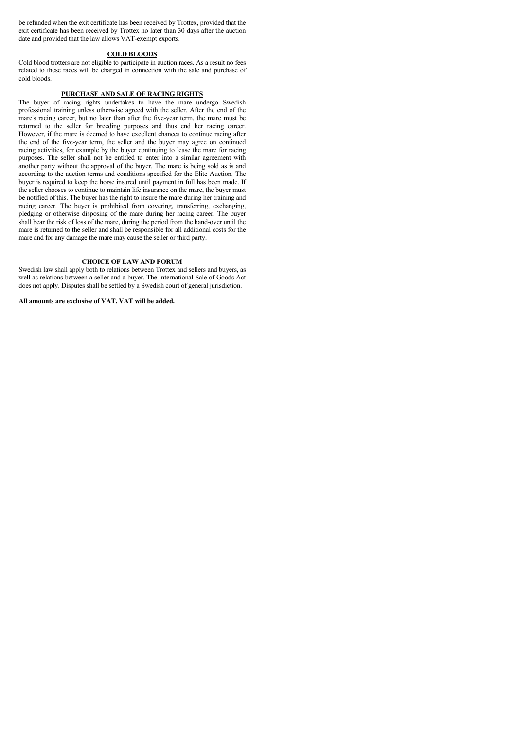be refunded when the exit certificate has been received by Trottex, provided that the exit certificate has been received by Trottex no later than 30 days after the auction date and provided that the law allows VAT-exempt exports.

## COLD BLOODS

Cold blood trotters are not eligible to participate in auction races. As a result no fees related to these races will be charged in connection with the sale and purchase of cold bloods.

## PURCHASE AND SALE OF RACING RIGHTS

The buyer of racing rights undertakes to have the mare undergo Swedish professional training unless otherwise agreed with the seller. After the end of the mare's racing career, but no later than after the five-year term, the mare must be returned to the seller for breeding purposes and thus end her racing career. However, if the mare is deemed to have excellent chances to continue racing after the end of the five-year term, the seller and the buyer may agree on continued racing activities, for example by the buyer continuing to lease the mare for racing purposes. The seller shall not be entitled to enter into a similar agreement with another party without the approval of the buyer. The mare is being sold as is and according to the auction terms and conditions specified for the Elite Auction. The buyer is required to keep the horse insured until payment in full has been made. If the seller chooses to continue to maintain life insurance on the mare, the buyer must be notified of this. The buyer has the right to insure the mare during her training and racing career. The buyer is prohibited from covering, transferring, exchanging, pledging or otherwise disposing of the mare during her racing career. The buyer shall bear the risk of loss of the mare, during the period from the hand-over until the mare is returned to the seller and shall be responsible for all additional costs for the mare and for any damage the mare may cause the seller or third party.

## CHOICE OF LAW AND FORUM

Swedish law shall apply both to relations between Trottex and sellers and buyers, as well as relations between a seller and a buyer. The International Sale of Goods Act does not apply. Disputes shall be settled by a Swedish court of general jurisdiction.

**All amounts are exclusive of VAT. VAT will be added.**